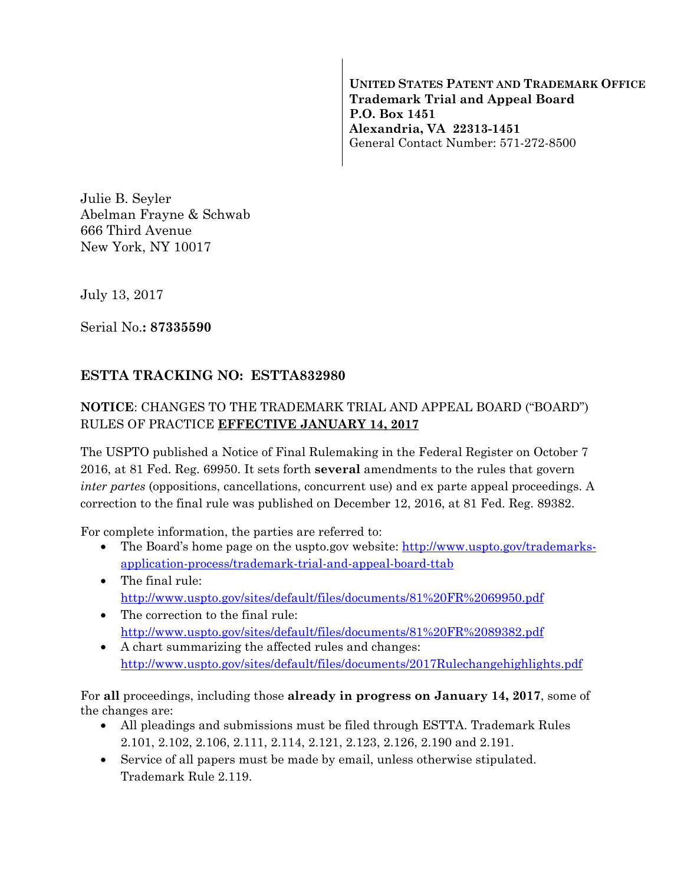**UNITED STATES PATENT AND TRADEMARK OFFICE**
**Trademark Trial and Appeal Board**
**P.O. Box 1451**
**Alexandria, VA 22313-1451**
General Contact Number: 571-272-8500

Julie B. Seyler
Abelman Frayne & Schwab
666 Third Avenue
New York, NY 10017

July 13, 2017

Serial No.**: 87335590**

## ESTTA TRACKING NO: ESTTA832980

**NOTICE**: CHANGES TO THE TRADEMARK TRIAL AND APPEAL BOARD ("BOARD") RULES OF PRACTICE **EFFECTIVE JANUARY 14, 2017**

The USPTO published a Notice of Final Rulemaking in the Federal Register on October 7 2016, at 81 Fed. Reg. 69950. It sets forth **several** amendments to the rules that govern *inter partes* (oppositions, cancellations, concurrent use) and ex parte appeal proceedings. A correction to the final rule was published on December 12, 2016, at 81 Fed. Reg. 89382.

For complete information, the parties are referred to:

- The Board's home page on the uspto.gov website: http://www.uspto.gov/trademarks-application-process/trademark-trial-and-appeal-board-ttab
- The final rule: http://www.uspto.gov/sites/default/files/documents/81%20FR%2069950.pdf
- The correction to the final rule: http://www.uspto.gov/sites/default/files/documents/81%20FR%2089382.pdf
- A chart summarizing the affected rules and changes: http://www.uspto.gov/sites/default/files/documents/2017Rulechangehighlights.pdf

For **all** proceedings, including those **already in progress on January 14, 2017**, some of the changes are:

- All pleadings and submissions must be filed through ESTTA. Trademark Rules 2.101, 2.102, 2.106, 2.111, 2.114, 2.121, 2.123, 2.126, 2.190 and 2.191.
- Service of all papers must be made by email, unless otherwise stipulated. Trademark Rule 2.119.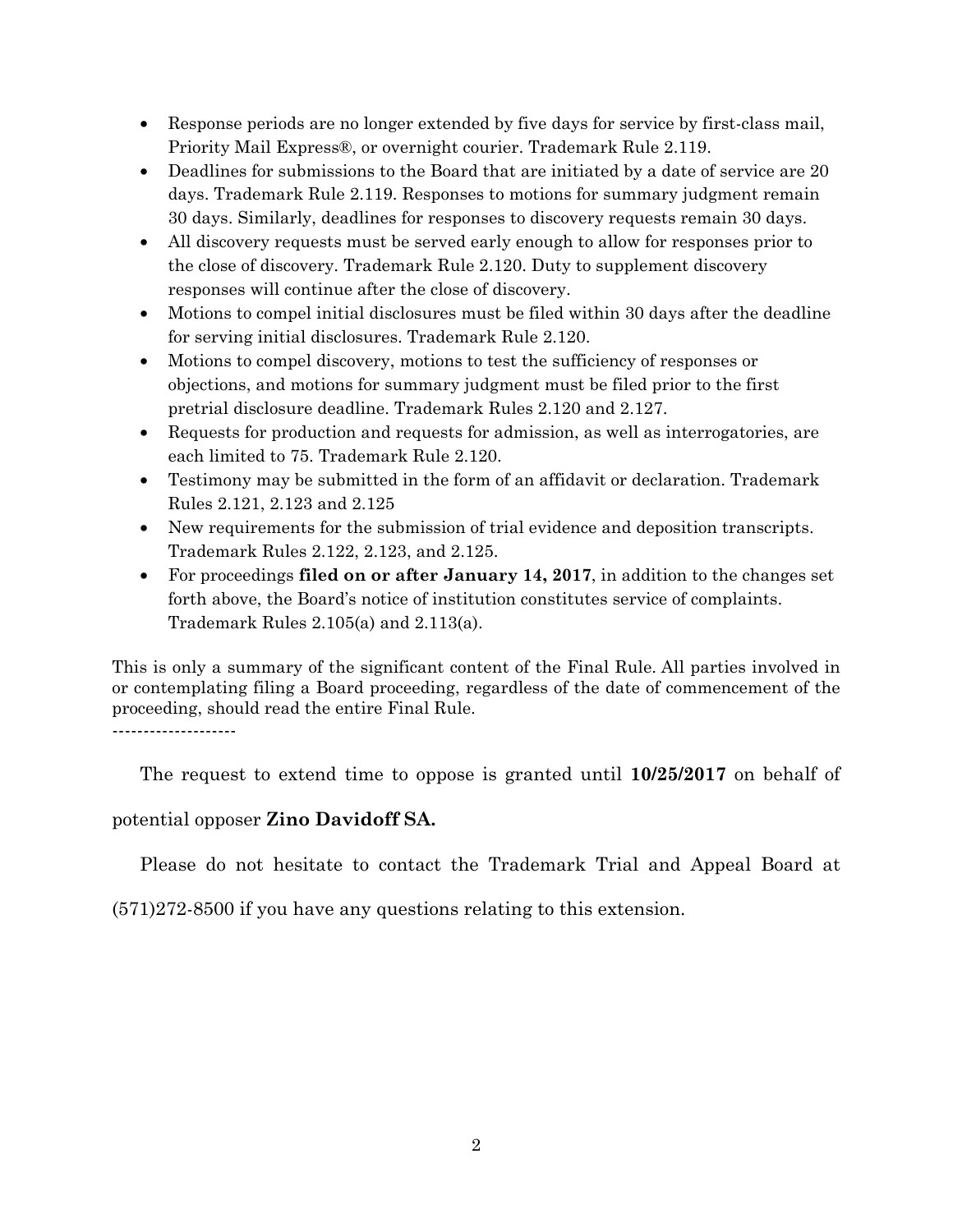- Response periods are no longer extended by five days for service by first-class mail, Priority Mail Express®, or overnight courier. Trademark Rule 2.119.
- Deadlines for submissions to the Board that are initiated by a date of service are 20 days. Trademark Rule 2.119. Responses to motions for summary judgment remain 30 days. Similarly, deadlines for responses to discovery requests remain 30 days.
- All discovery requests must be served early enough to allow for responses prior to the close of discovery. Trademark Rule 2.120. Duty to supplement discovery responses will continue after the close of discovery.
- Motions to compel initial disclosures must be filed within 30 days after the deadline for serving initial disclosures. Trademark Rule 2.120.
- Motions to compel discovery, motions to test the sufficiency of responses or objections, and motions for summary judgment must be filed prior to the first pretrial disclosure deadline. Trademark Rules 2.120 and 2.127.
- Requests for production and requests for admission, as well as interrogatories, are each limited to 75. Trademark Rule 2.120.
- Testimony may be submitted in the form of an affidavit or declaration. Trademark Rules 2.121, 2.123 and 2.125
- New requirements for the submission of trial evidence and deposition transcripts. Trademark Rules 2.122, 2.123, and 2.125.
- For proceedings **filed on or after January 14, 2017**, in addition to the changes set forth above, the Board's notice of institution constitutes service of complaints. Trademark Rules 2.105(a) and 2.113(a).

This is only a summary of the significant content of the Final Rule. All parties involved in or contemplating filing a Board proceeding, regardless of the date of commencement of the proceeding, should read the entire Final Rule.

--------------------

The request to extend time to oppose is granted until **10/25/2017** on behalf of potential opposer **Zino Davidoff SA.**

Please do not hesitate to contact the Trademark Trial and Appeal Board at (571)272-8500 if you have any questions relating to this extension.